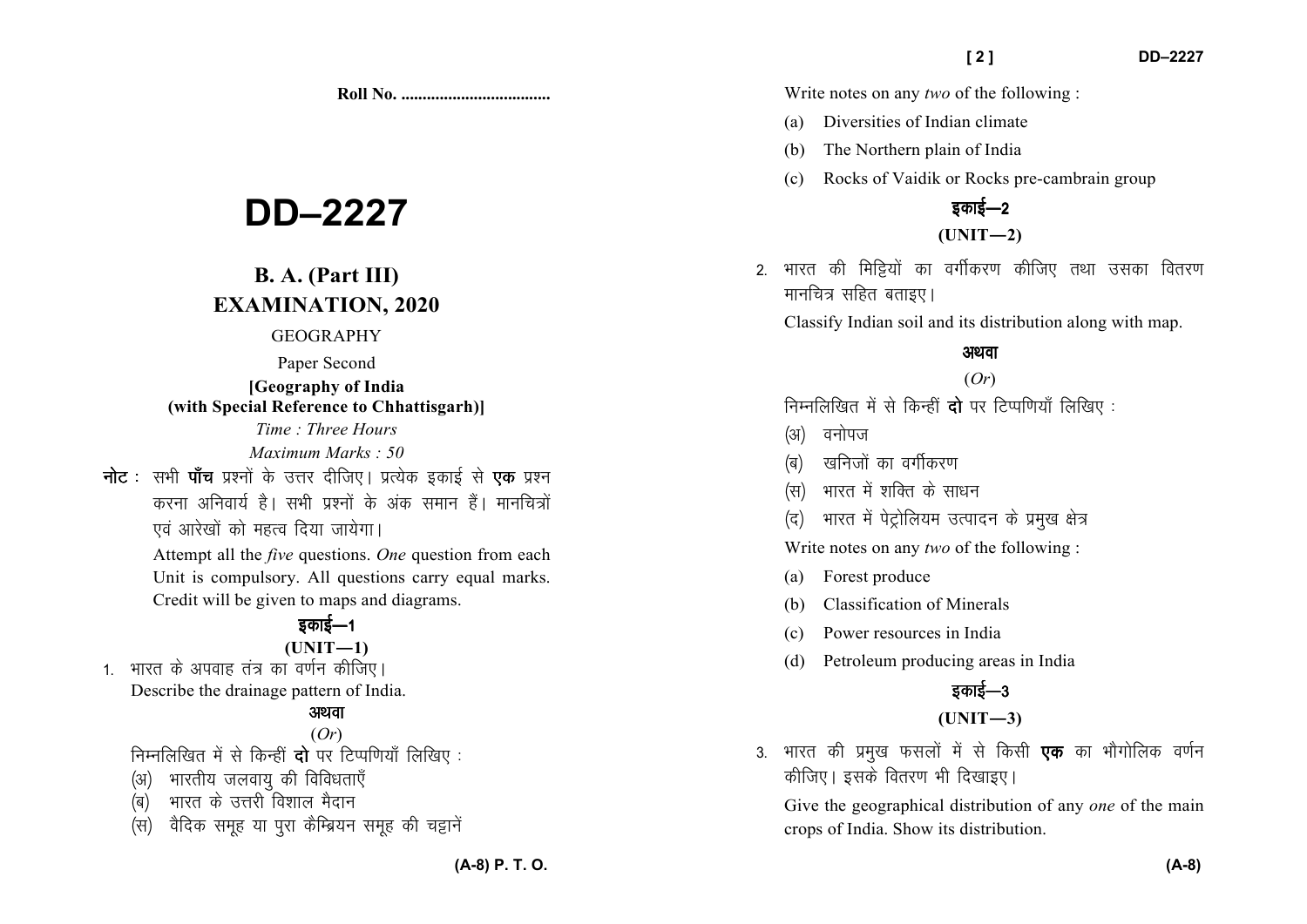Roll No. ..................................

# DD–2227

## B. A. (Part III)
## EXAMINATION, 2020

GEOGRAPHY

Paper Second

**[Geography of India (with Special Reference to Chhattisgarh)]**

*Time : Three Hours*

*Maximum Marks : 50*

**नोट :** सभी **पाँच** प्रश्नों के उत्तर दीजिए। प्रत्येक इकाई से **एक** प्रश्न करना अनिवार्य है। सभी प्रश्नों के अंक समान हैं। मानचित्रों एवं आरेखों को महत्व दिया जायेगा।

Attempt all the *five* questions. *One* question from each Unit is compulsory. All questions carry equal marks. Credit will be given to maps and diagrams.

### इकाई—1
### (UNIT—1)

1. भारत के अपवाह तंत्र का वर्णन कीजिए।

   Describe the drainage pattern of India.

   **अथवा**

   (*Or*)

   निम्नलिखित में से किन्हीं **दो** पर टिप्पणियाँ लिखिए :

   (अ) भारतीय जलवायु की विविधताएँ

   (ब) भारत के उत्तरी विशाल मैदान

   (स) वैदिक समूह या पुरा कैम्ब्रियन समूह की चट्टानें

   Write notes on any *two* of the following :

   (a) Diversities of Indian climate

   (b) The Northern plain of India

   (c) Rocks of Vaidik or Rocks pre-cambrain group

### इकाई—2
### (UNIT—2)

2. भारत की मिट्टियों का वर्गीकरण कीजिए तथा उसका वितरण मानचित्र सहित बताइए।

   Classify Indian soil and its distribution along with map.

   **अथवा**

   (*Or*)

   निम्नलिखित में से किन्हीं **दो** पर टिप्पणियाँ लिखिए :

   (अ) वनोपज

   (ब) खनिजों का वर्गीकरण

   (स) भारत में शक्ति के साधन

   (द) भारत में पेट्रोलियम उत्पादन के प्रमुख क्षेत्र

   Write notes on any *two* of the following :

   (a) Forest produce

   (b) Classification of Minerals

   (c) Power resources in India

   (d) Petroleum producing areas in India

### इकाई—3
### (UNIT—3)

3. भारत की प्रमुख फसलों में से किसी **एक** का भौगोलिक वर्णन कीजिए। इसके वितरण भी दिखाइए।

   Give the geographical distribution of any *one* of the main crops of India. Show its distribution.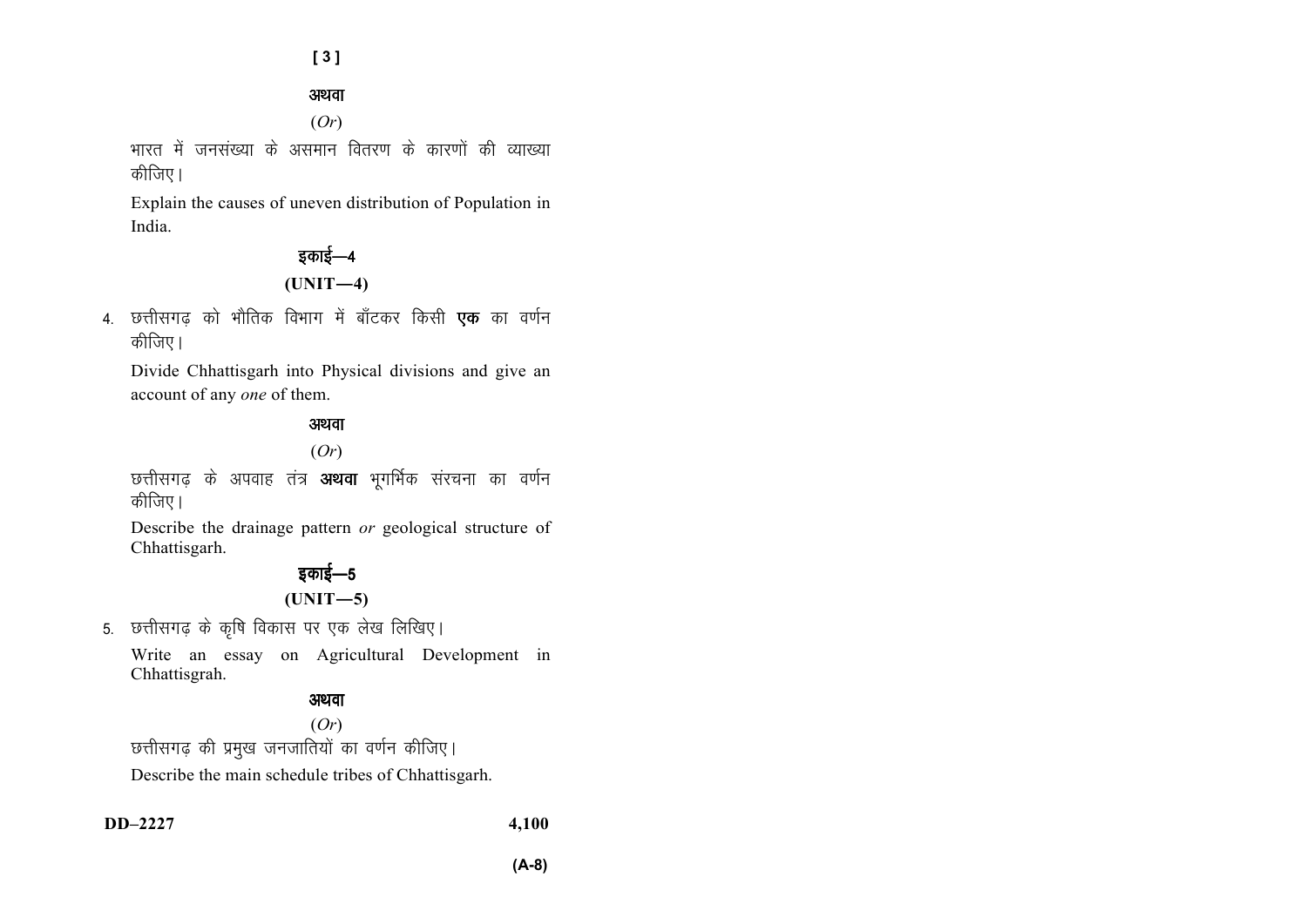अथवा

(*Or*)

भारत में जनसंख्या के असमान वितरण के कारणों की व्याख्या कीजिए।

Explain the causes of uneven distribution of Population in India.

## इकाई—4

## (UNIT—4)

4. छत्तीसगढ़ को भौतिक विभाग में बाँटकर किसी **एक** का वर्णन कीजिए।

   Divide Chhattisgarh into Physical divisions and give an account of any *one* of them.

   अथवा

   (*Or*)

   छत्तीसगढ़ के अपवाह तंत्र **अथवा** भूगर्भिक संरचना का वर्णन कीजिए।

   Describe the drainage pattern *or* geological structure of Chhattisgarh.

## इकाई—5

## (UNIT—5)

5. छत्तीसगढ़ के कृषि विकास पर एक लेख लिखिए।

   Write an essay on Agricultural Development in Chhattisgrah.

   अथवा

   (*Or*)

   छत्तीसगढ़ की प्रमुख जनजातियों का वर्णन कीजिए।

   Describe the main schedule tribes of Chhattisgarh.

**DD–2227** **4,100**

**(A-8)**